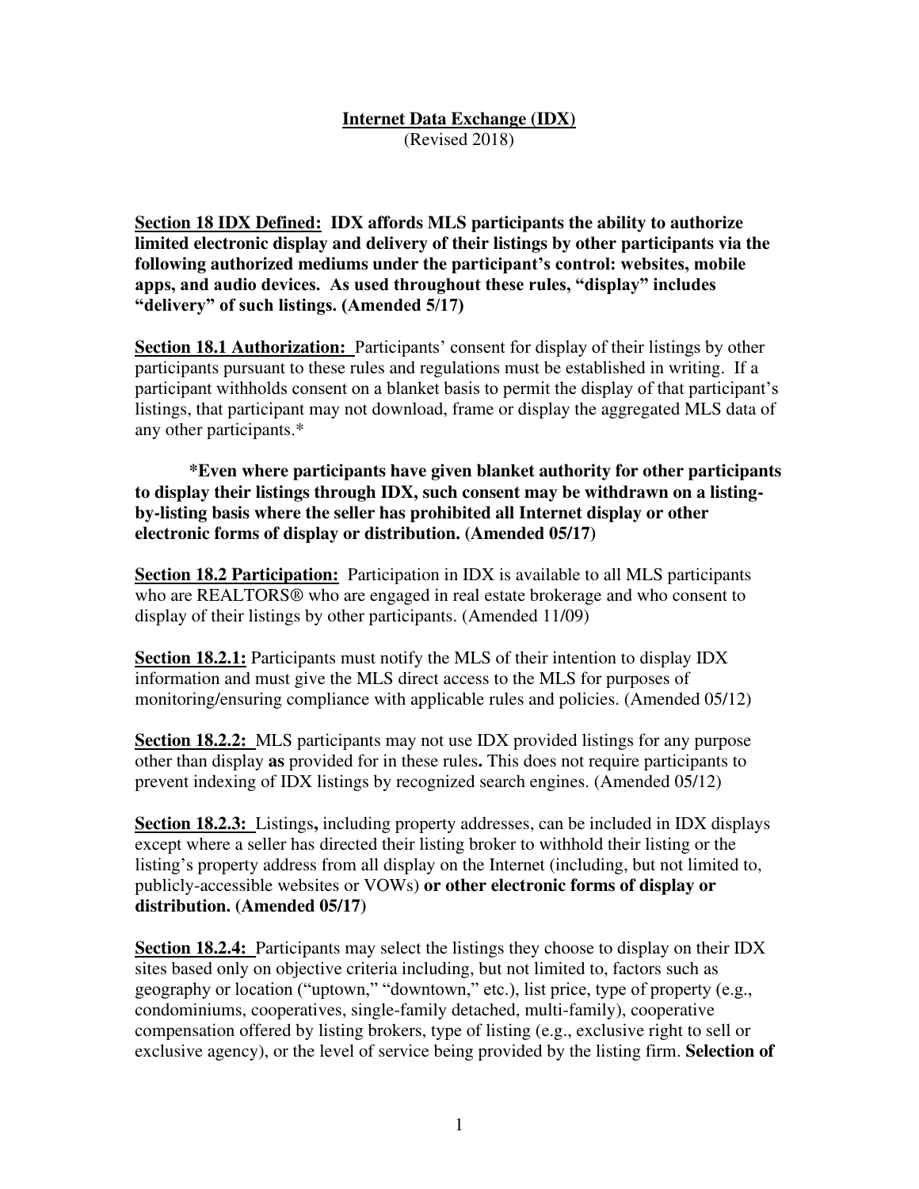**Internet Data Exchange (IDX)**
(Revised 2018)

**Section 18 IDX Defined: IDX affords MLS participants the ability to authorize limited electronic display and delivery of their listings by other participants via the following authorized mediums under the participant's control: websites, mobile apps, and audio devices. As used throughout these rules, "display" includes "delivery" of such listings. (Amended 5/17)**

**Section 18.1 Authorization:** Participants' consent for display of their listings by other participants pursuant to these rules and regulations must be established in writing. If a participant withholds consent on a blanket basis to permit the display of that participant's listings, that participant may not download, frame or display the aggregated MLS data of any other participants.*

**\*Even where participants have given blanket authority for other participants to display their listings through IDX, such consent may be withdrawn on a listing-by-listing basis where the seller has prohibited all Internet display or other electronic forms of display or distribution. (Amended 05/17)**

**Section 18.2 Participation:** Participation in IDX is available to all MLS participants who are REALTORS® who are engaged in real estate brokerage and who consent to display of their listings by other participants. (Amended 11/09)

**Section 18.2.1:** Participants must notify the MLS of their intention to display IDX information and must give the MLS direct access to the MLS for purposes of monitoring/ensuring compliance with applicable rules and policies. (Amended 05/12)

**Section 18.2.2:** MLS participants may not use IDX provided listings for any purpose other than display **as** provided for in these rules**.** This does not require participants to prevent indexing of IDX listings by recognized search engines. (Amended 05/12)

**Section 18.2.3:** Listings**,** including property addresses, can be included in IDX displays except where a seller has directed their listing broker to withhold their listing or the listing's property address from all display on the Internet (including, but not limited to, publicly-accessible websites or VOWs) **or other electronic forms of display or distribution. (Amended 05/17)**

**Section 18.2.4:** Participants may select the listings they choose to display on their IDX sites based only on objective criteria including, but not limited to, factors such as geography or location ("uptown," "downtown," etc.), list price, type of property (e.g., condominiums, cooperatives, single-family detached, multi-family), cooperative compensation offered by listing brokers, type of listing (e.g., exclusive right to sell or exclusive agency), or the level of service being provided by the listing firm. **Selection of**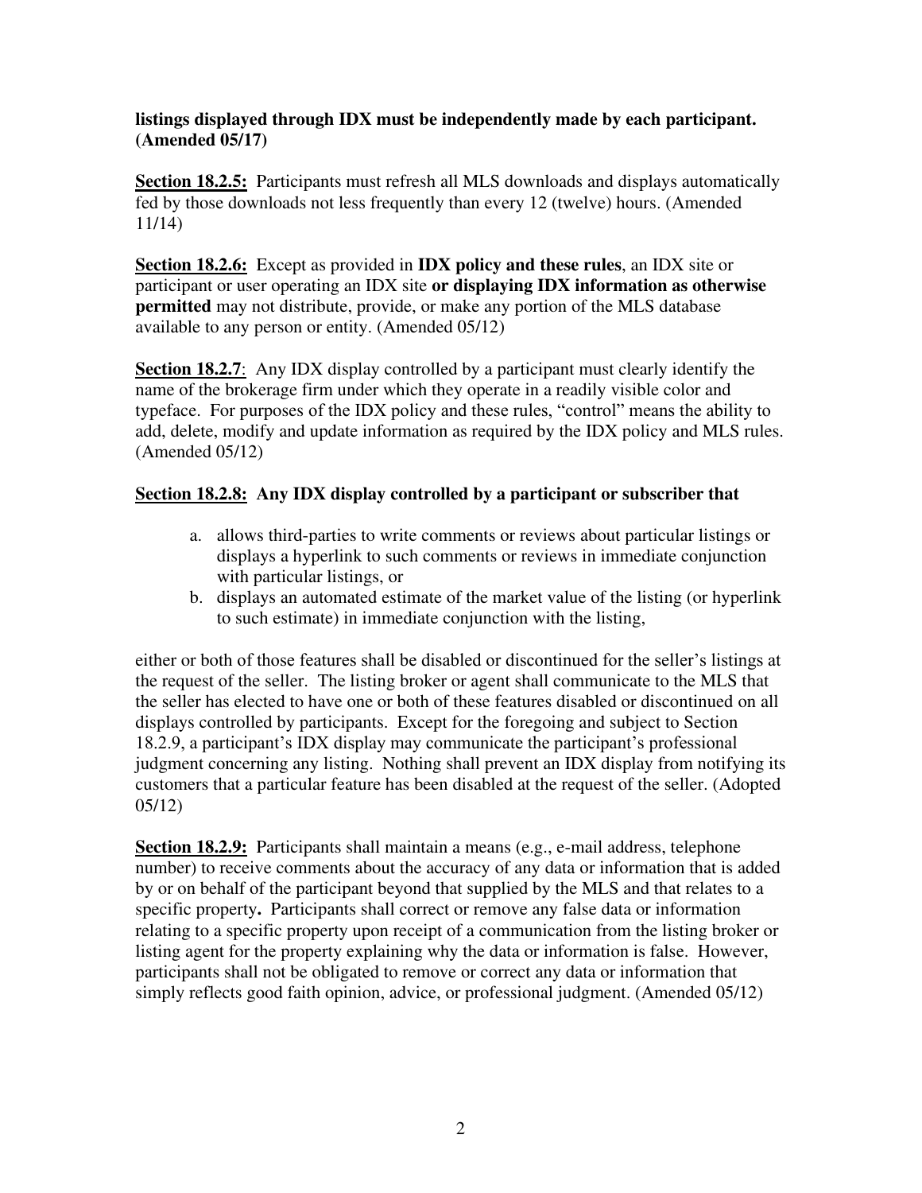**listings displayed through IDX must be independently made by each participant. (Amended 05/17)**

**Section 18.2.5:** Participants must refresh all MLS downloads and displays automatically fed by those downloads not less frequently than every 12 (twelve) hours. (Amended 11/14)

**Section 18.2.6:** Except as provided in **IDX policy and these rules**, an IDX site or participant or user operating an IDX site **or displaying IDX information as otherwise permitted** may not distribute, provide, or make any portion of the MLS database available to any person or entity. (Amended 05/12)

**Section 18.2.7**: Any IDX display controlled by a participant must clearly identify the name of the brokerage firm under which they operate in a readily visible color and typeface. For purposes of the IDX policy and these rules, "control" means the ability to add, delete, modify and update information as required by the IDX policy and MLS rules. (Amended 05/12)

**Section 18.2.8: Any IDX display controlled by a participant or subscriber that**

a. allows third-parties to write comments or reviews about particular listings or displays a hyperlink to such comments or reviews in immediate conjunction with particular listings, or
b. displays an automated estimate of the market value of the listing (or hyperlink to such estimate) in immediate conjunction with the listing,

either or both of those features shall be disabled or discontinued for the seller's listings at the request of the seller. The listing broker or agent shall communicate to the MLS that the seller has elected to have one or both of these features disabled or discontinued on all displays controlled by participants. Except for the foregoing and subject to Section 18.2.9, a participant's IDX display may communicate the participant's professional judgment concerning any listing. Nothing shall prevent an IDX display from notifying its customers that a particular feature has been disabled at the request of the seller. (Adopted 05/12)

**Section 18.2.9:** Participants shall maintain a means (e.g., e-mail address, telephone number) to receive comments about the accuracy of any data or information that is added by or on behalf of the participant beyond that supplied by the MLS and that relates to a specific property**.** Participants shall correct or remove any false data or information relating to a specific property upon receipt of a communication from the listing broker or listing agent for the property explaining why the data or information is false. However, participants shall not be obligated to remove or correct any data or information that simply reflects good faith opinion, advice, or professional judgment. (Amended 05/12)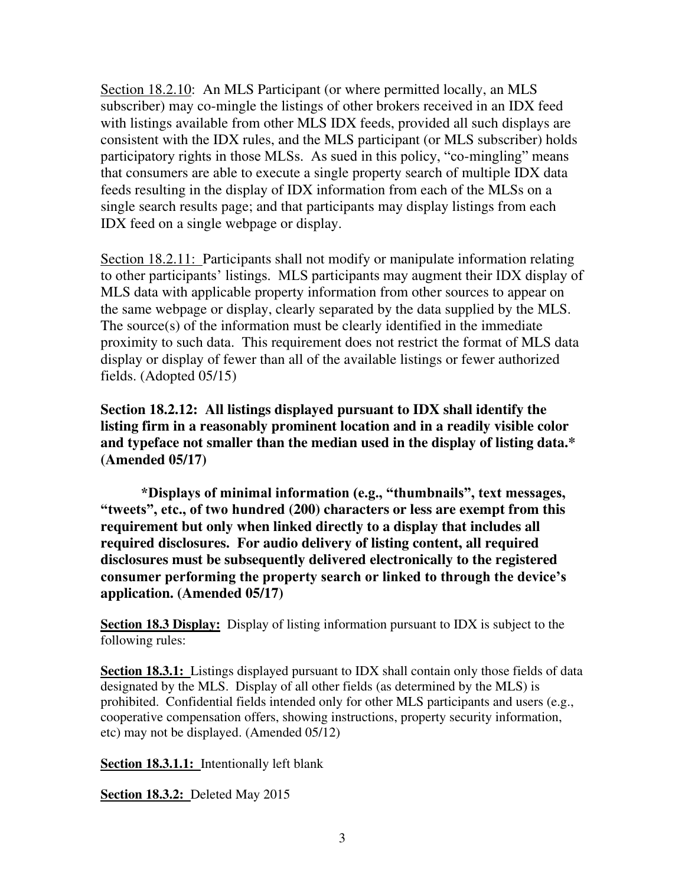<u>Section 18.2.10</u>: An MLS Participant (or where permitted locally, an MLS subscriber) may co-mingle the listings of other brokers received in an IDX feed with listings available from other MLS IDX feeds, provided all such displays are consistent with the IDX rules, and the MLS participant (or MLS subscriber) holds participatory rights in those MLSs. As sued in this policy, "co-mingling" means that consumers are able to execute a single property search of multiple IDX data feeds resulting in the display of IDX information from each of the MLSs on a single search results page; and that participants may display listings from each IDX feed on a single webpage or display.

<u>Section 18.2.11:</u> Participants shall not modify or manipulate information relating to other participants' listings. MLS participants may augment their IDX display of MLS data with applicable property information from other sources to appear on the same webpage or display, clearly separated by the data supplied by the MLS. The source(s) of the information must be clearly identified in the immediate proximity to such data. This requirement does not restrict the format of MLS data display or display of fewer than all of the available listings or fewer authorized fields. (Adopted 05/15)

**Section 18.2.12: All listings displayed pursuant to IDX shall identify the listing firm in a reasonably prominent location and in a readily visible color and typeface not smaller than the median used in the display of listing data.* (Amended 05/17)**

**\*Displays of minimal information (e.g., "thumbnails", text messages, "tweets", etc., of two hundred (200) characters or less are exempt from this requirement but only when linked directly to a display that includes all required disclosures. For audio delivery of listing content, all required disclosures must be subsequently delivered electronically to the registered consumer performing the property search or linked to through the device's application. (Amended 05/17)**

**<u>Section 18.3 Display:</u>** Display of listing information pursuant to IDX is subject to the following rules:

**<u>Section 18.3.1:</u>** Listings displayed pursuant to IDX shall contain only those fields of data designated by the MLS. Display of all other fields (as determined by the MLS) is prohibited. Confidential fields intended only for other MLS participants and users (e.g., cooperative compensation offers, showing instructions, property security information, etc) may not be displayed. (Amended 05/12)

**<u>Section 18.3.1.1:</u>** Intentionally left blank

**<u>Section 18.3.2:</u>** Deleted May 2015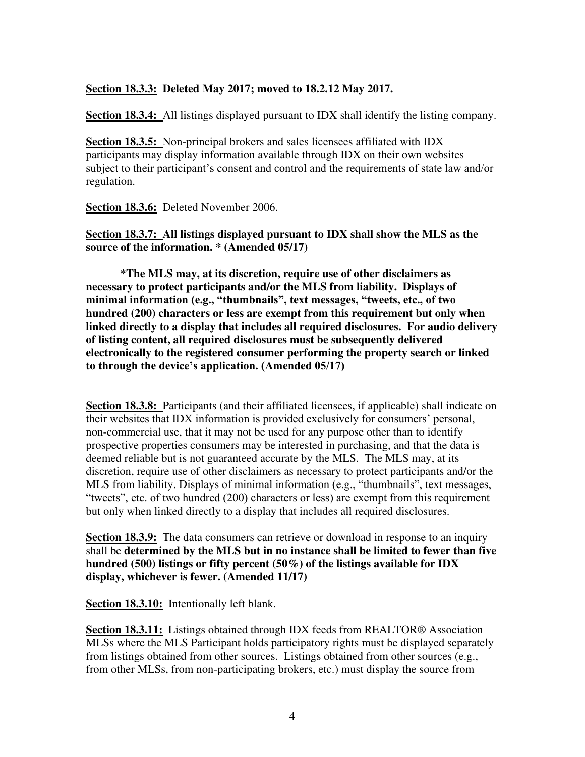**Section 18.3.3: Deleted May 2017; moved to 18.2.12 May 2017.**

**Section 18.3.4:** All listings displayed pursuant to IDX shall identify the listing company.

**Section 18.3.5:** Non-principal brokers and sales licensees affiliated with IDX participants may display information available through IDX on their own websites subject to their participant's consent and control and the requirements of state law and/or regulation.

**Section 18.3.6:** Deleted November 2006.

**Section 18.3.7: All listings displayed pursuant to IDX shall show the MLS as the source of the information. * (Amended 05/17)**

**\*The MLS may, at its discretion, require use of other disclaimers as necessary to protect participants and/or the MLS from liability. Displays of minimal information (e.g., "thumbnails", text messages, "tweets, etc., of two hundred (200) characters or less are exempt from this requirement but only when linked directly to a display that includes all required disclosures. For audio delivery of listing content, all required disclosures must be subsequently delivered electronically to the registered consumer performing the property search or linked to through the device's application. (Amended 05/17)**

**Section 18.3.8:** Participants (and their affiliated licensees, if applicable) shall indicate on their websites that IDX information is provided exclusively for consumers' personal, non-commercial use, that it may not be used for any purpose other than to identify prospective properties consumers may be interested in purchasing, and that the data is deemed reliable but is not guaranteed accurate by the MLS. The MLS may, at its discretion, require use of other disclaimers as necessary to protect participants and/or the MLS from liability. Displays of minimal information (e.g., "thumbnails", text messages, "tweets", etc. of two hundred (200) characters or less) are exempt from this requirement but only when linked directly to a display that includes all required disclosures.

**Section 18.3.9:** The data consumers can retrieve or download in response to an inquiry shall be **determined by the MLS but in no instance shall be limited to fewer than five hundred (500) listings or fifty percent (50%) of the listings available for IDX display, whichever is fewer. (Amended 11/17)**

**Section 18.3.10:** Intentionally left blank.

**Section 18.3.11:** Listings obtained through IDX feeds from REALTOR® Association MLSs where the MLS Participant holds participatory rights must be displayed separately from listings obtained from other sources. Listings obtained from other sources (e.g., from other MLSs, from non-participating brokers, etc.) must display the source from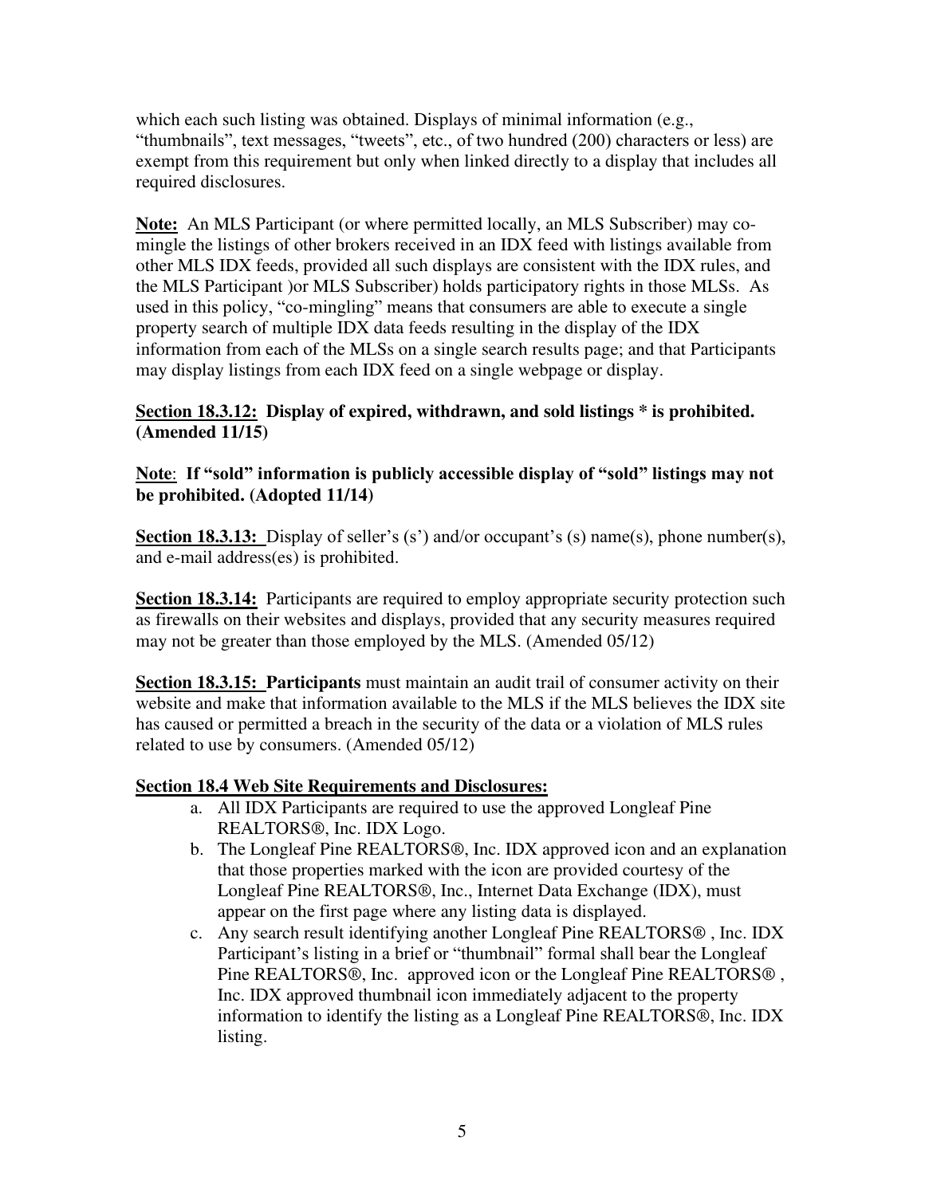which each such listing was obtained. Displays of minimal information (e.g., "thumbnails", text messages, "tweets", etc., of two hundred (200) characters or less) are exempt from this requirement but only when linked directly to a display that includes all required disclosures.

**Note:** An MLS Participant (or where permitted locally, an MLS Subscriber) may co-mingle the listings of other brokers received in an IDX feed with listings available from other MLS IDX feeds, provided all such displays are consistent with the IDX rules, and the MLS Participant )or MLS Subscriber) holds participatory rights in those MLSs. As used in this policy, "co-mingling" means that consumers are able to execute a single property search of multiple IDX data feeds resulting in the display of the IDX information from each of the MLSs on a single search results page; and that Participants may display listings from each IDX feed on a single webpage or display.

**Section 18.3.12: Display of expired, withdrawn, and sold listings * is prohibited. (Amended 11/15)**

**Note: If "sold" information is publicly accessible display of "sold" listings may not be prohibited. (Adopted 11/14)**

**Section 18.3.13:** Display of seller's (s') and/or occupant's (s) name(s), phone number(s), and e-mail address(es) is prohibited.

**Section 18.3.14:** Participants are required to employ appropriate security protection such as firewalls on their websites and displays, provided that any security measures required may not be greater than those employed by the MLS. (Amended 05/12)

**Section 18.3.15: Participants** must maintain an audit trail of consumer activity on their website and make that information available to the MLS if the MLS believes the IDX site has caused or permitted a breach in the security of the data or a violation of MLS rules related to use by consumers. (Amended 05/12)

**Section 18.4 Web Site Requirements and Disclosures:**

a. All IDX Participants are required to use the approved Longleaf Pine REALTORS®, Inc. IDX Logo.
b. The Longleaf Pine REALTORS®, Inc. IDX approved icon and an explanation that those properties marked with the icon are provided courtesy of the Longleaf Pine REALTORS®, Inc., Internet Data Exchange (IDX), must appear on the first page where any listing data is displayed.
c. Any search result identifying another Longleaf Pine REALTORS® , Inc. IDX Participant's listing in a brief or "thumbnail" formal shall bear the Longleaf Pine REALTORS®, Inc. approved icon or the Longleaf Pine REALTORS® , Inc. IDX approved thumbnail icon immediately adjacent to the property information to identify the listing as a Longleaf Pine REALTORS®, Inc. IDX listing.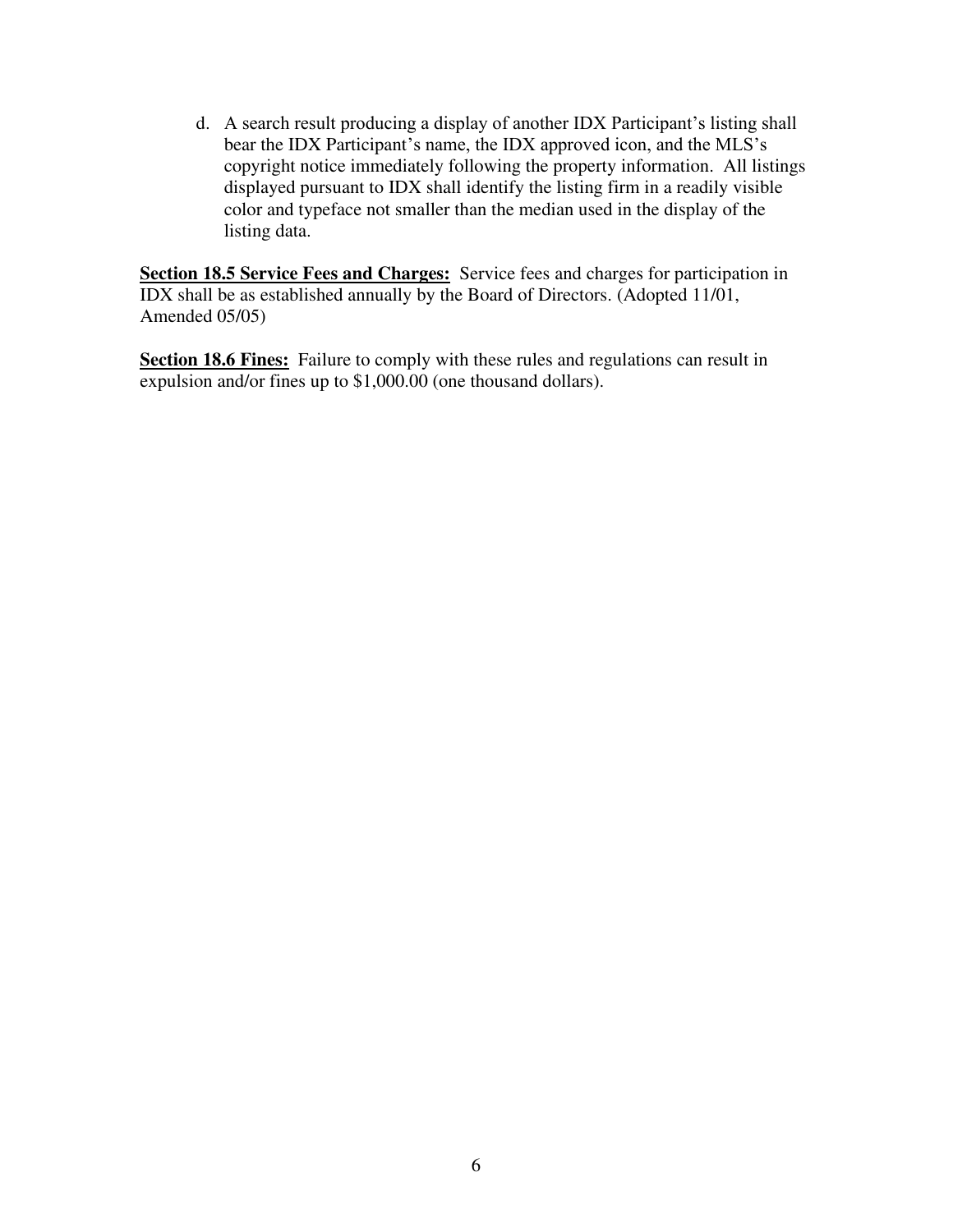d. A search result producing a display of another IDX Participant's listing shall bear the IDX Participant's name, the IDX approved icon, and the MLS's copyright notice immediately following the property information. All listings displayed pursuant to IDX shall identify the listing firm in a readily visible color and typeface not smaller than the median used in the display of the listing data.

**Section 18.5 Service Fees and Charges:** Service fees and charges for participation in IDX shall be as established annually by the Board of Directors. (Adopted 11/01, Amended 05/05)

**Section 18.6 Fines:** Failure to comply with these rules and regulations can result in expulsion and/or fines up to $1,000.00 (one thousand dollars).